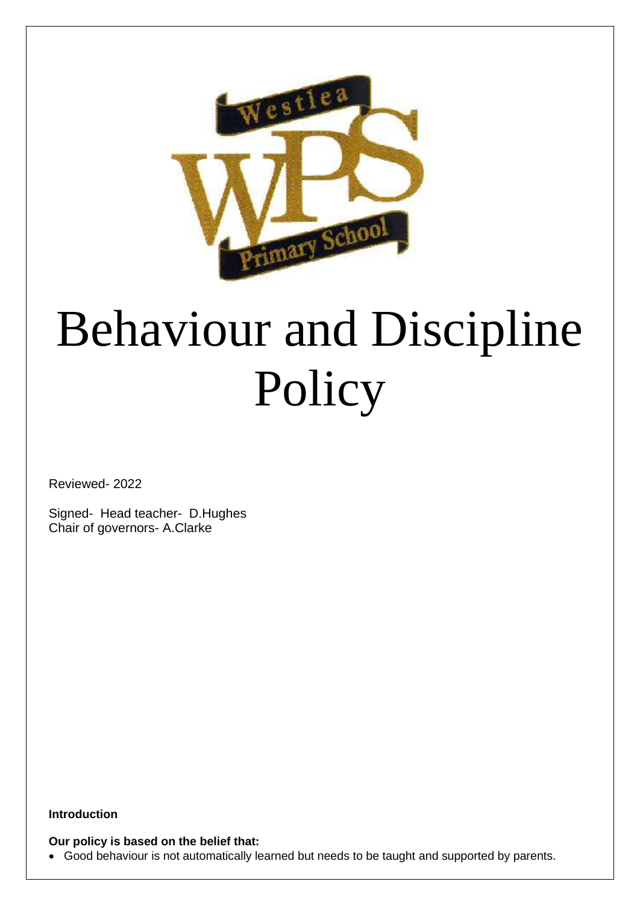# Behaviour and Discipline Policy

Reviewed- 2022

Signed- Head teacher- D.Hughes
Chair of governors- A.Clarke

**Introduction**

**Our policy is based on the belief that:**

- Good behaviour is not automatically learned but needs to be taught and supported by parents.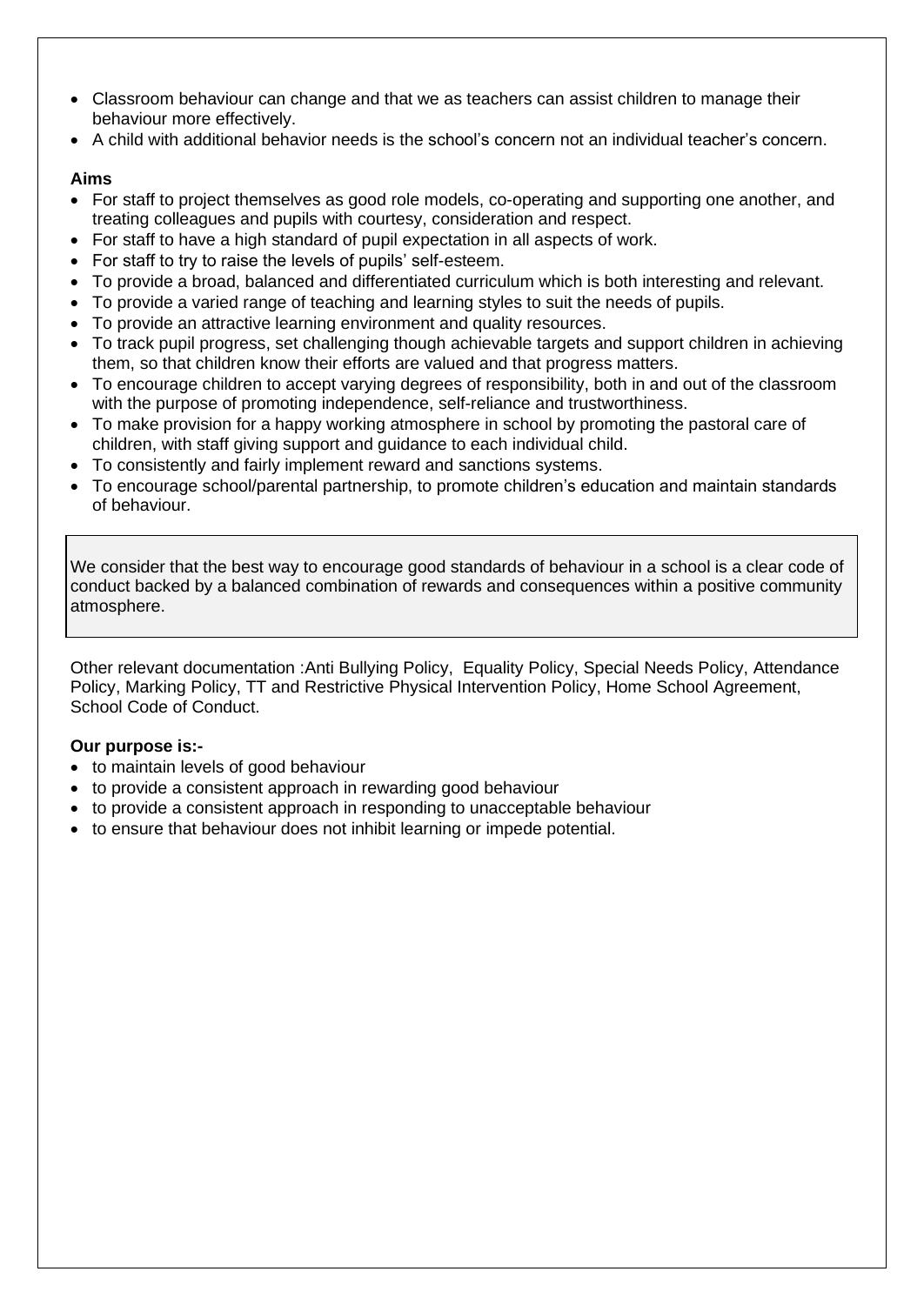- Classroom behaviour can change and that we as teachers can assist children to manage their behaviour more effectively.
- A child with additional behavior needs is the school's concern not an individual teacher's concern.

**Aims**

- For staff to project themselves as good role models, co-operating and supporting one another, and treating colleagues and pupils with courtesy, consideration and respect.
- For staff to have a high standard of pupil expectation in all aspects of work.
- For staff to try to raise the levels of pupils' self-esteem.
- To provide a broad, balanced and differentiated curriculum which is both interesting and relevant.
- To provide a varied range of teaching and learning styles to suit the needs of pupils.
- To provide an attractive learning environment and quality resources.
- To track pupil progress, set challenging though achievable targets and support children in achieving them, so that children know their efforts are valued and that progress matters.
- To encourage children to accept varying degrees of responsibility, both in and out of the classroom with the purpose of promoting independence, self-reliance and trustworthiness.
- To make provision for a happy working atmosphere in school by promoting the pastoral care of children, with staff giving support and guidance to each individual child.
- To consistently and fairly implement reward and sanctions systems.
- To encourage school/parental partnership, to promote children's education and maintain standards of behaviour.

We consider that the best way to encourage good standards of behaviour in a school is a clear code of conduct backed by a balanced combination of rewards and consequences within a positive community atmosphere.

Other relevant documentation :Anti Bullying Policy, Equality Policy, Special Needs Policy, Attendance Policy, Marking Policy, TT and Restrictive Physical Intervention Policy, Home School Agreement, School Code of Conduct.

**Our purpose is:-**

- to maintain levels of good behaviour
- to provide a consistent approach in rewarding good behaviour
- to provide a consistent approach in responding to unacceptable behaviour
- to ensure that behaviour does not inhibit learning or impede potential.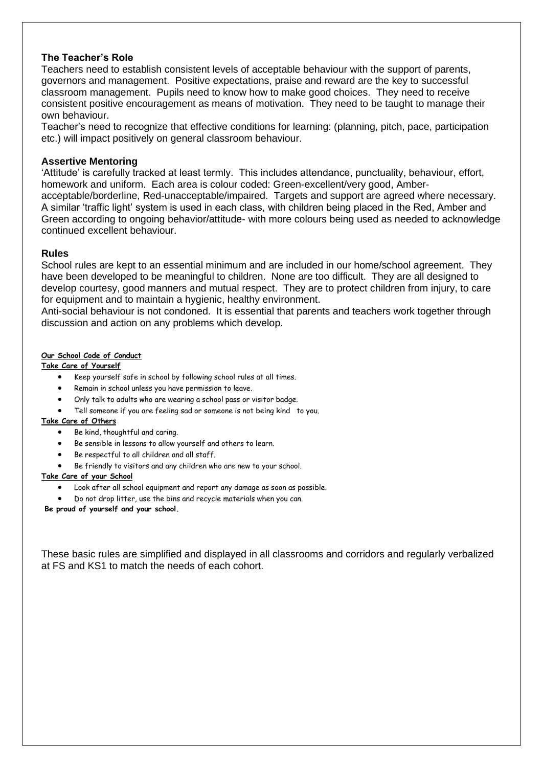### The Teacher's Role

Teachers need to establish consistent levels of acceptable behaviour with the support of parents, governors and management. Positive expectations, praise and reward are the key to successful classroom management. Pupils need to know how to make good choices. They need to receive consistent positive encouragement as means of motivation. They need to be taught to manage their own behaviour.

Teacher's need to recognize that effective conditions for learning: (planning, pitch, pace, participation etc.) will impact positively on general classroom behaviour.

### Assertive Mentoring

'Attitude' is carefully tracked at least termly. This includes attendance, punctuality, behaviour, effort, homework and uniform. Each area is colour coded: Green-excellent/very good, Amber-acceptable/borderline, Red-unacceptable/impaired. Targets and support are agreed where necessary. A similar 'traffic light' system is used in each class, with children being placed in the Red, Amber and Green according to ongoing behavior/attitude- with more colours being used as needed to acknowledge continued excellent behaviour.

### Rules

School rules are kept to an essential minimum and are included in our home/school agreement. They have been developed to be meaningful to children. None are too difficult. They are all designed to develop courtesy, good manners and mutual respect. They are to protect children from injury, to care for equipment and to maintain a hygienic, healthy environment.

Anti-social behaviour is not condoned. It is essential that parents and teachers work together through discussion and action on any problems which develop.

**Our School Code of Conduct**

**Take Care of Yourself**

- Keep yourself safe in school by following school rules at all times.
- Remain in school unless you have permission to leave.
- Only talk to adults who are wearing a school pass or visitor badge.
- Tell someone if you are feeling sad or someone is not being kind to you.

**Take Care of Others**

- Be kind, thoughtful and caring.
- Be sensible in lessons to allow yourself and others to learn.
- Be respectful to all children and all staff.
- Be friendly to visitors and any children who are new to your school.

**Take Care of your School**

- Look after all school equipment and report any damage as soon as possible.
- Do not drop litter, use the bins and recycle materials when you can.

**Be proud of yourself and your school.**

These basic rules are simplified and displayed in all classrooms and corridors and regularly verbalized at FS and KS1 to match the needs of each cohort.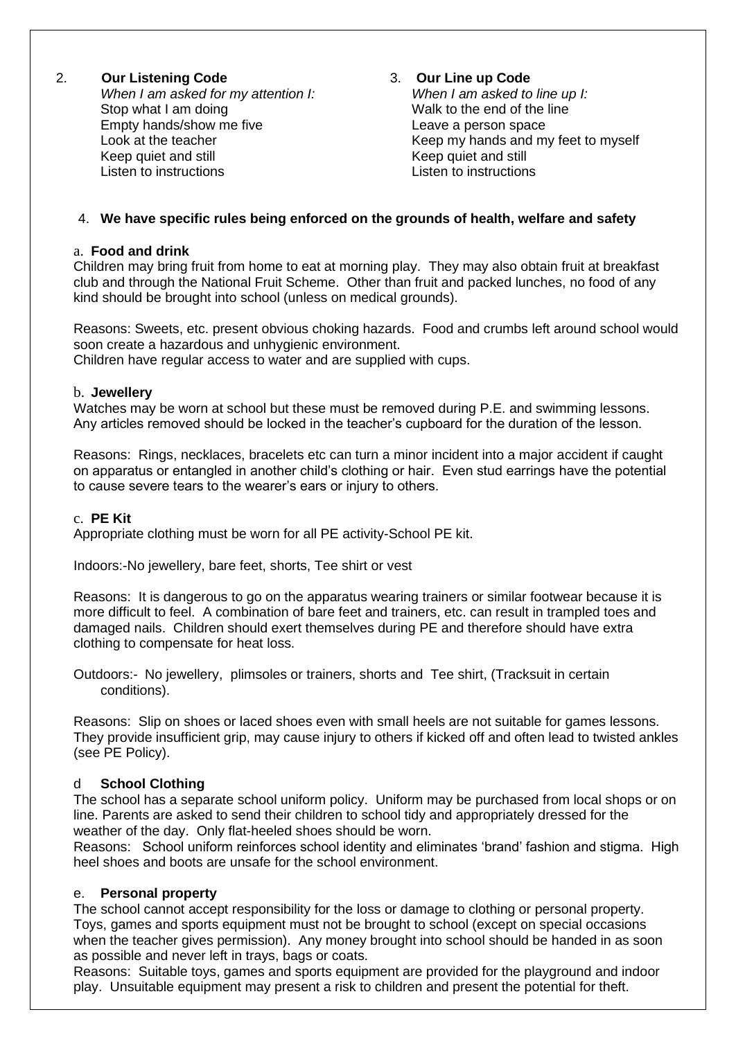2. **Our Listening Code**

*When I am asked for my attention I:*

Stop what I am doing
Empty hands/show me five
Look at the teacher
Keep quiet and still
Listen to instructions

3. **Our Line up Code**

*When I am asked to line up I:*

Walk to the end of the line
Leave a person space
Keep my hands and my feet to myself
Keep quiet and still
Listen to instructions

4. **We have specific rules being enforced on the grounds of health, welfare and safety**

a. **Food and drink**

Children may bring fruit from home to eat at morning play. They may also obtain fruit at breakfast club and through the National Fruit Scheme. Other than fruit and packed lunches, no food of any kind should be brought into school (unless on medical grounds).

Reasons: Sweets, etc. present obvious choking hazards. Food and crumbs left around school would soon create a hazardous and unhygienic environment.
Children have regular access to water and are supplied with cups.

b. **Jewellery**

Watches may be worn at school but these must be removed during P.E. and swimming lessons. Any articles removed should be locked in the teacher's cupboard for the duration of the lesson.

Reasons: Rings, necklaces, bracelets etc can turn a minor incident into a major accident if caught on apparatus or entangled in another child's clothing or hair. Even stud earrings have the potential to cause severe tears to the wearer's ears or injury to others.

c. **PE Kit**

Appropriate clothing must be worn for all PE activity-School PE kit.

Indoors:-No jewellery, bare feet, shorts, Tee shirt or vest

Reasons: It is dangerous to go on the apparatus wearing trainers or similar footwear because it is more difficult to feel. A combination of bare feet and trainers, etc. can result in trampled toes and damaged nails. Children should exert themselves during PE and therefore should have extra clothing to compensate for heat loss.

Outdoors:- No jewellery, plimsoles or trainers, shorts and Tee shirt, (Tracksuit in certain conditions).

Reasons: Slip on shoes or laced shoes even with small heels are not suitable for games lessons. They provide insufficient grip, may cause injury to others if kicked off and often lead to twisted ankles (see PE Policy).

d **School Clothing**

The school has a separate school uniform policy. Uniform may be purchased from local shops or on line. Parents are asked to send their children to school tidy and appropriately dressed for the weather of the day. Only flat-heeled shoes should be worn.
Reasons: School uniform reinforces school identity and eliminates 'brand' fashion and stigma. High heel shoes and boots are unsafe for the school environment.

e. **Personal property**

The school cannot accept responsibility for the loss or damage to clothing or personal property. Toys, games and sports equipment must not be brought to school (except on special occasions when the teacher gives permission). Any money brought into school should be handed in as soon as possible and never left in trays, bags or coats.
Reasons: Suitable toys, games and sports equipment are provided for the playground and indoor play. Unsuitable equipment may present a risk to children and present the potential for theft.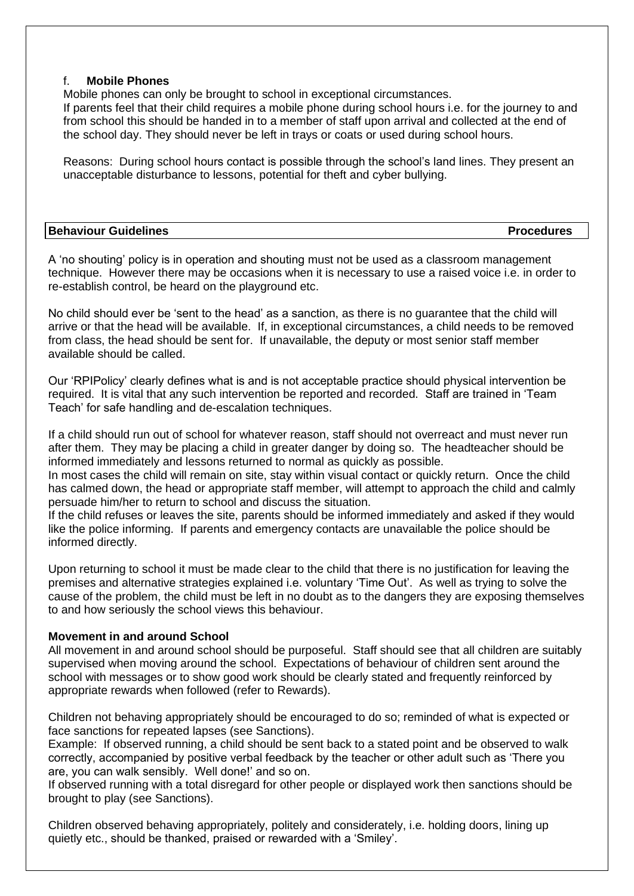f. **Mobile Phones**

Mobile phones can only be brought to school in exceptional circumstances.
If parents feel that their child requires a mobile phone during school hours i.e. for the journey to and from school this should be handed in to a member of staff upon arrival and collected at the end of the school day. They should never be left in trays or coats or used during school hours.

Reasons: During school hours contact is possible through the school's land lines. They present an unacceptable disturbance to lessons, potential for theft and cyber bullying.

| **Behaviour Guidelines** | **Procedures** |
|---|---|

A 'no shouting' policy is in operation and shouting must not be used as a classroom management technique. However there may be occasions when it is necessary to use a raised voice i.e. in order to re-establish control, be heard on the playground etc.

No child should ever be 'sent to the head' as a sanction, as there is no guarantee that the child will arrive or that the head will be available. If, in exceptional circumstances, a child needs to be removed from class, the head should be sent for. If unavailable, the deputy or most senior staff member available should be called.

Our 'RPIPolicy' clearly defines what is and is not acceptable practice should physical intervention be required. It is vital that any such intervention be reported and recorded. Staff are trained in 'Team Teach' for safe handling and de-escalation techniques.

If a child should run out of school for whatever reason, staff should not overreact and must never run after them. They may be placing a child in greater danger by doing so. The headteacher should be informed immediately and lessons returned to normal as quickly as possible.
In most cases the child will remain on site, stay within visual contact or quickly return. Once the child has calmed down, the head or appropriate staff member, will attempt to approach the child and calmly persuade him/her to return to school and discuss the situation.
If the child refuses or leaves the site, parents should be informed immediately and asked if they would like the police informing. If parents and emergency contacts are unavailable the police should be informed directly.

Upon returning to school it must be made clear to the child that there is no justification for leaving the premises and alternative strategies explained i.e. voluntary 'Time Out'. As well as trying to solve the cause of the problem, the child must be left in no doubt as to the dangers they are exposing themselves to and how seriously the school views this behaviour.

**Movement in and around School**

All movement in and around school should be purposeful. Staff should see that all children are suitably supervised when moving around the school. Expectations of behaviour of children sent around the school with messages or to show good work should be clearly stated and frequently reinforced by appropriate rewards when followed (refer to Rewards).

Children not behaving appropriately should be encouraged to do so; reminded of what is expected or face sanctions for repeated lapses (see Sanctions).
Example: If observed running, a child should be sent back to a stated point and be observed to walk correctly, accompanied by positive verbal feedback by the teacher or other adult such as 'There you are, you can walk sensibly. Well done!' and so on.
If observed running with a total disregard for other people or displayed work then sanctions should be brought to play (see Sanctions).

Children observed behaving appropriately, politely and considerately, i.e. holding doors, lining up quietly etc., should be thanked, praised or rewarded with a 'Smiley'.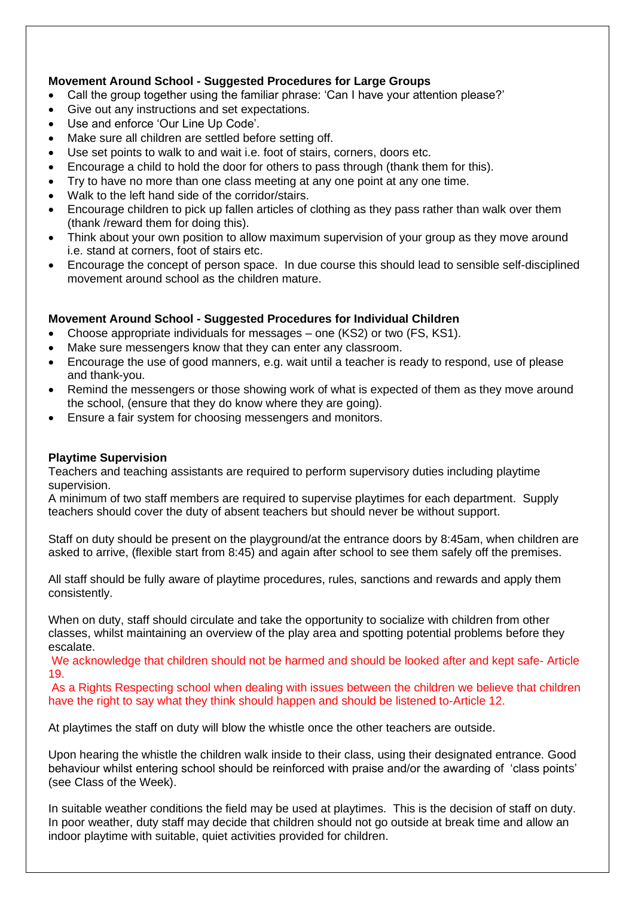**Movement Around School - Suggested Procedures for Large Groups**

- Call the group together using the familiar phrase: 'Can I have your attention please?'
- Give out any instructions and set expectations.
- Use and enforce 'Our Line Up Code'.
- Make sure all children are settled before setting off.
- Use set points to walk to and wait i.e. foot of stairs, corners, doors etc.
- Encourage a child to hold the door for others to pass through (thank them for this).
- Try to have no more than one class meeting at any one point at any one time.
- Walk to the left hand side of the corridor/stairs.
- Encourage children to pick up fallen articles of clothing as they pass rather than walk over them (thank /reward them for doing this).
- Think about your own position to allow maximum supervision of your group as they move around i.e. stand at corners, foot of stairs etc.
- Encourage the concept of person space. In due course this should lead to sensible self-disciplined movement around school as the children mature.

**Movement Around School - Suggested Procedures for Individual Children**

- Choose appropriate individuals for messages – one (KS2) or two (FS, KS1).
- Make sure messengers know that they can enter any classroom.
- Encourage the use of good manners, e.g. wait until a teacher is ready to respond, use of please and thank-you.
- Remind the messengers or those showing work of what is expected of them as they move around the school, (ensure that they do know where they are going).
- Ensure a fair system for choosing messengers and monitors.

**Playtime Supervision**

Teachers and teaching assistants are required to perform supervisory duties including playtime supervision.
A minimum of two staff members are required to supervise playtimes for each department. Supply teachers should cover the duty of absent teachers but should never be without support.

Staff on duty should be present on the playground/at the entrance doors by 8:45am, when children are asked to arrive, (flexible start from 8:45) and again after school to see them safely off the premises.

All staff should be fully aware of playtime procedures, rules, sanctions and rewards and apply them consistently.

When on duty, staff should circulate and take the opportunity to socialize with children from other classes, whilst maintaining an overview of the play area and spotting potential problems before they escalate.

We acknowledge that children should not be harmed and should be looked after and kept safe- Article 19.

As a Rights Respecting school when dealing with issues between the children we believe that children have the right to say what they think should happen and should be listened to-Article 12.

At playtimes the staff on duty will blow the whistle once the other teachers are outside.

Upon hearing the whistle the children walk inside to their class, using their designated entrance. Good behaviour whilst entering school should be reinforced with praise and/or the awarding of 'class points' (see Class of the Week).

In suitable weather conditions the field may be used at playtimes. This is the decision of staff on duty. In poor weather, duty staff may decide that children should not go outside at break time and allow an indoor playtime with suitable, quiet activities provided for children.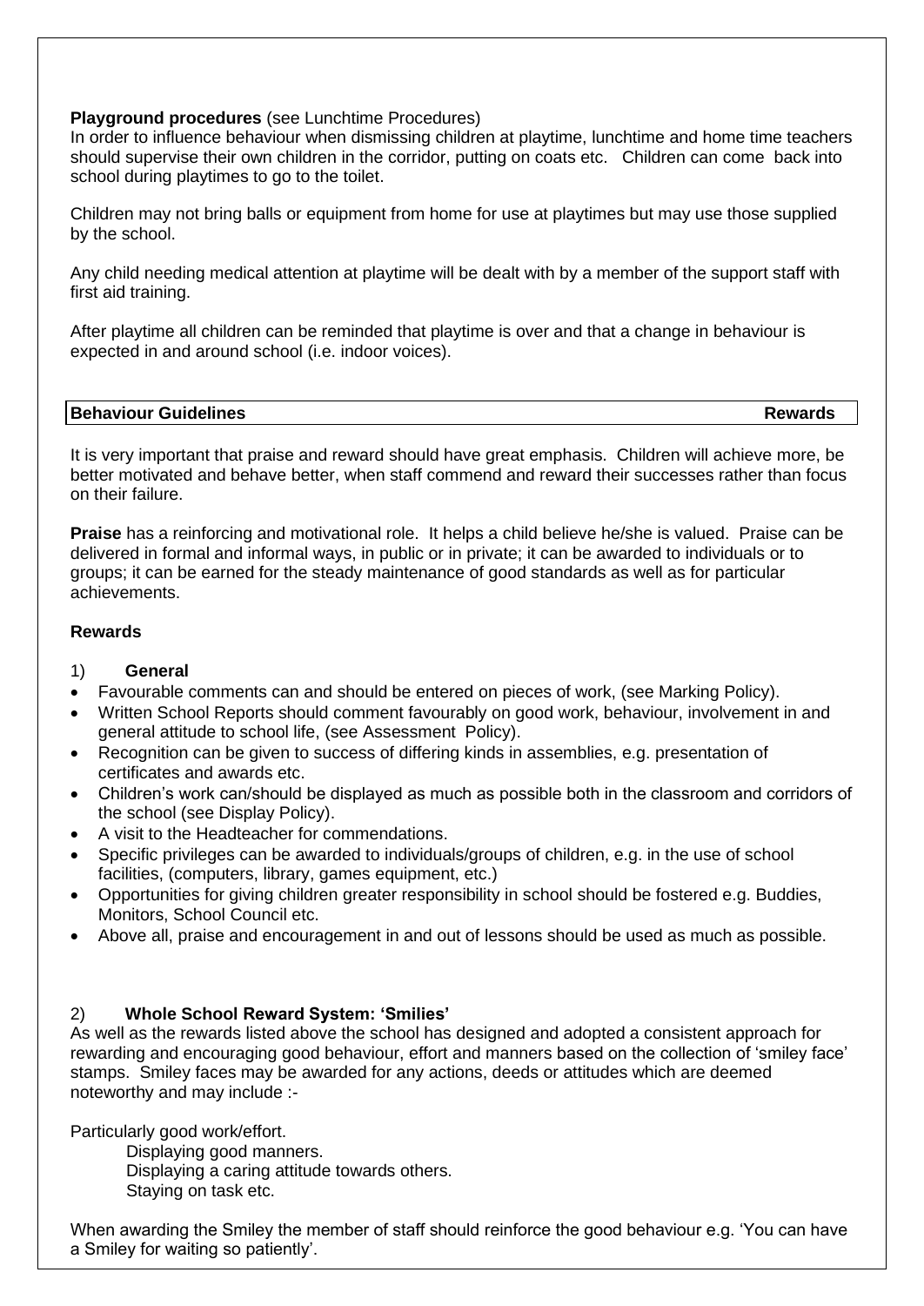**Playground procedures** (see Lunchtime Procedures)

In order to influence behaviour when dismissing children at playtime, lunchtime and home time teachers should supervise their own children in the corridor, putting on coats etc. Children can come back into school during playtimes to go to the toilet.

Children may not bring balls or equipment from home for use at playtimes but may use those supplied by the school.

Any child needing medical attention at playtime will be dealt with by a member of the support staff with first aid training.

After playtime all children can be reminded that playtime is over and that a change in behaviour is expected in and around school (i.e. indoor voices).

| **Behaviour Guidelines** | **Rewards** |
|---|---|

It is very important that praise and reward should have great emphasis. Children will achieve more, be better motivated and behave better, when staff commend and reward their successes rather than focus on their failure.

**Praise** has a reinforcing and motivational role. It helps a child believe he/she is valued. Praise can be delivered in formal and informal ways, in public or in private; it can be awarded to individuals or to groups; it can be earned for the steady maintenance of good standards as well as for particular achievements.

### Rewards

1) **General**

- Favourable comments can and should be entered on pieces of work, (see Marking Policy).
- Written School Reports should comment favourably on good work, behaviour, involvement in and general attitude to school life, (see Assessment Policy).
- Recognition can be given to success of differing kinds in assemblies, e.g. presentation of certificates and awards etc.
- Children's work can/should be displayed as much as possible both in the classroom and corridors of the school (see Display Policy).
- A visit to the Headteacher for commendations.
- Specific privileges can be awarded to individuals/groups of children, e.g. in the use of school facilities, (computers, library, games equipment, etc.)
- Opportunities for giving children greater responsibility in school should be fostered e.g. Buddies, Monitors, School Council etc.
- Above all, praise and encouragement in and out of lessons should be used as much as possible.

2) **Whole School Reward System: 'Smilies'**

As well as the rewards listed above the school has designed and adopted a consistent approach for rewarding and encouraging good behaviour, effort and manners based on the collection of 'smiley face' stamps. Smiley faces may be awarded for any actions, deeds or attitudes which are deemed noteworthy and may include :-

Particularly good work/effort.
Displaying good manners.
Displaying a caring attitude towards others.
Staying on task etc.

When awarding the Smiley the member of staff should reinforce the good behaviour e.g. 'You can have a Smiley for waiting so patiently'.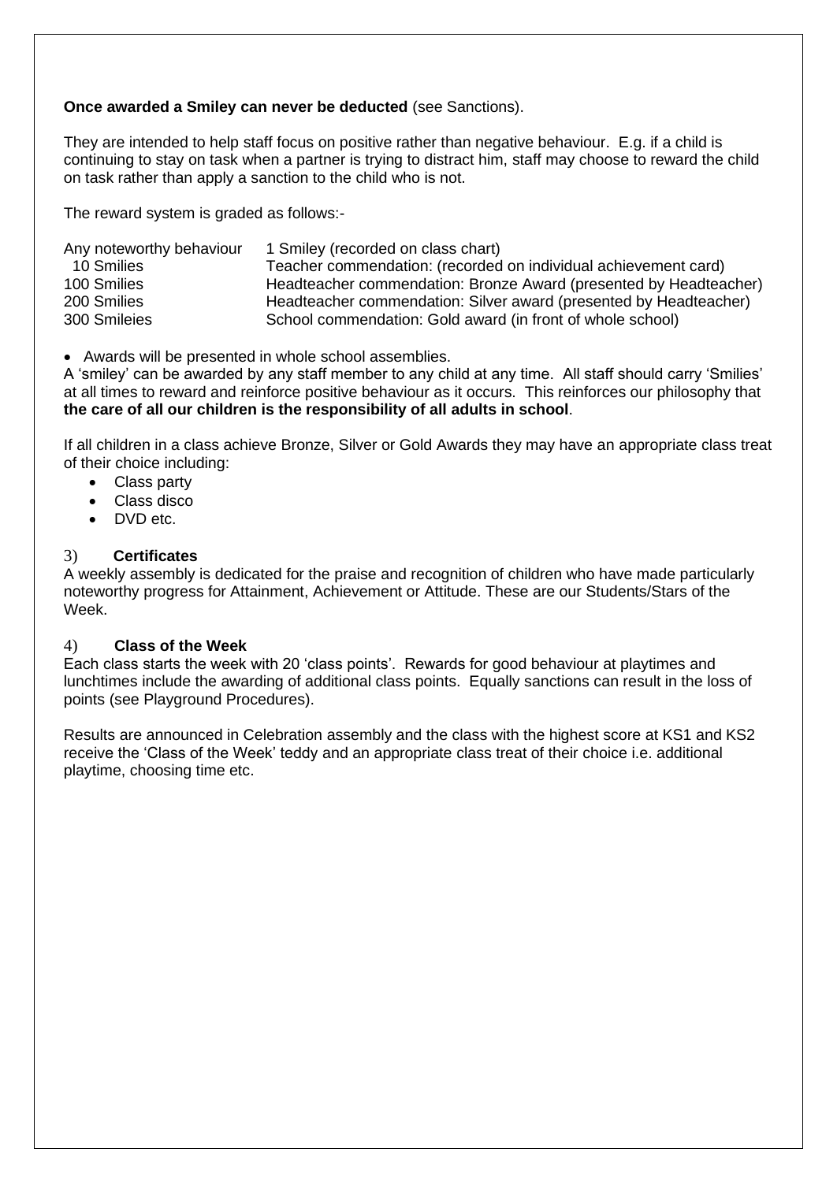**Once awarded a Smiley can never be deducted** (see Sanctions).

They are intended to help staff focus on positive rather than negative behaviour. E.g. if a child is continuing to stay on task when a partner is trying to distract him, staff may choose to reward the child on task rather than apply a sanction to the child who is not.

The reward system is graded as follows:-

| | |
|---|---|
| Any noteworthy behaviour | 1 Smiley (recorded on class chart) |
| 10 Smilies | Teacher commendation: (recorded on individual achievement card) |
| 100 Smilies | Headteacher commendation: Bronze Award (presented by Headteacher) |
| 200 Smilies | Headteacher commendation: Silver award (presented by Headteacher) |
| 300 Smileies | School commendation: Gold award (in front of whole school) |

- Awards will be presented in whole school assemblies.

A 'smiley' can be awarded by any staff member to any child at any time. All staff should carry 'Smilies' at all times to reward and reinforce positive behaviour as it occurs. This reinforces our philosophy that **the care of all our children is the responsibility of all adults in school**.

If all children in a class achieve Bronze, Silver or Gold Awards they may have an appropriate class treat of their choice including:

- Class party
- Class disco
- DVD etc.

### 3) Certificates

A weekly assembly is dedicated for the praise and recognition of children who have made particularly noteworthy progress for Attainment, Achievement or Attitude. These are our Students/Stars of the Week.

### 4) Class of the Week

Each class starts the week with 20 'class points'. Rewards for good behaviour at playtimes and lunchtimes include the awarding of additional class points. Equally sanctions can result in the loss of points (see Playground Procedures).

Results are announced in Celebration assembly and the class with the highest score at KS1 and KS2 receive the 'Class of the Week' teddy and an appropriate class treat of their choice i.e. additional playtime, choosing time etc.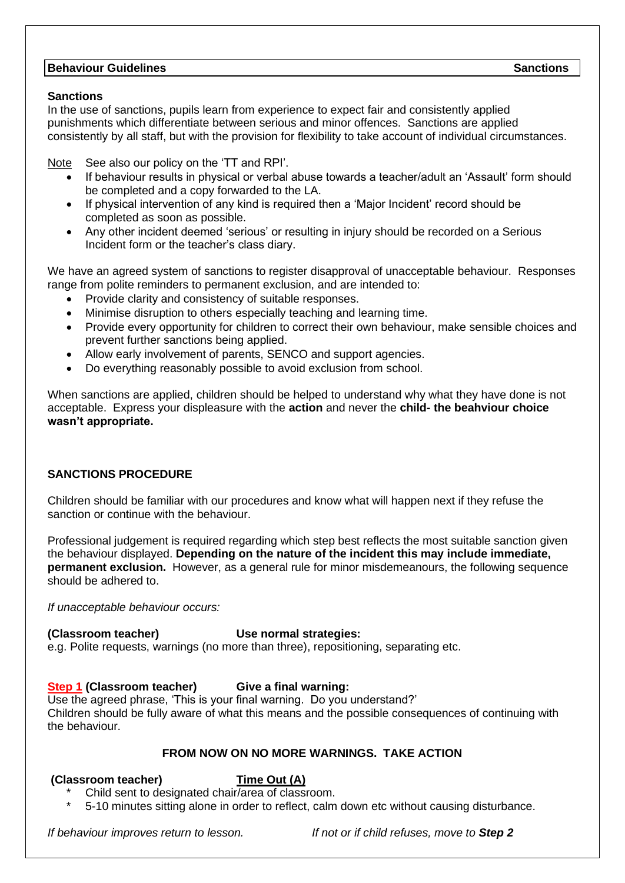**Behaviour Guidelines** **Sanctions**

## Sanctions

In the use of sanctions, pupils learn from experience to expect fair and consistently applied punishments which differentiate between serious and minor offences. Sanctions are applied consistently by all staff, but with the provision for flexibility to take account of individual circumstances.

Note See also our policy on the 'TT and RPI'.

- If behaviour results in physical or verbal abuse towards a teacher/adult an 'Assault' form should be completed and a copy forwarded to the LA.
- If physical intervention of any kind is required then a 'Major Incident' record should be completed as soon as possible.
- Any other incident deemed 'serious' or resulting in injury should be recorded on a Serious Incident form or the teacher's class diary.

We have an agreed system of sanctions to register disapproval of unacceptable behaviour. Responses range from polite reminders to permanent exclusion, and are intended to:

- Provide clarity and consistency of suitable responses.
- Minimise disruption to others especially teaching and learning time.
- Provide every opportunity for children to correct their own behaviour, make sensible choices and prevent further sanctions being applied.
- Allow early involvement of parents, SENCO and support agencies.
- Do everything reasonably possible to avoid exclusion from school.

When sanctions are applied, children should be helped to understand why what they have done is not acceptable. Express your displeasure with the **action** and never the **child- the beahviour choice wasn't appropriate.**

## SANCTIONS PROCEDURE

Children should be familiar with our procedures and know what will happen next if they refuse the sanction or continue with the behaviour.

Professional judgement is required regarding which step best reflects the most suitable sanction given the behaviour displayed. **Depending on the nature of the incident this may include immediate, permanent exclusion.** However, as a general rule for minor misdemeanours, the following sequence should be adhered to.

*If unacceptable behaviour occurs:*

**(Classroom teacher)** **Use normal strategies:**
e.g. Polite requests, warnings (no more than three), repositioning, separating etc.

**Step 1 (Classroom teacher)** **Give a final warning:**
Use the agreed phrase, 'This is your final warning. Do you understand?'
Children should be fully aware of what this means and the possible consequences of continuing with the behaviour.

**FROM NOW ON NO MORE WARNINGS. TAKE ACTION**

**(Classroom teacher)** **Time Out (A)**

* Child sent to designated chair/area of classroom.
* 5-10 minutes sitting alone in order to reflect, calm down etc without causing disturbance.

*If behaviour improves return to lesson.* *If not or if child refuses, move to **Step 2***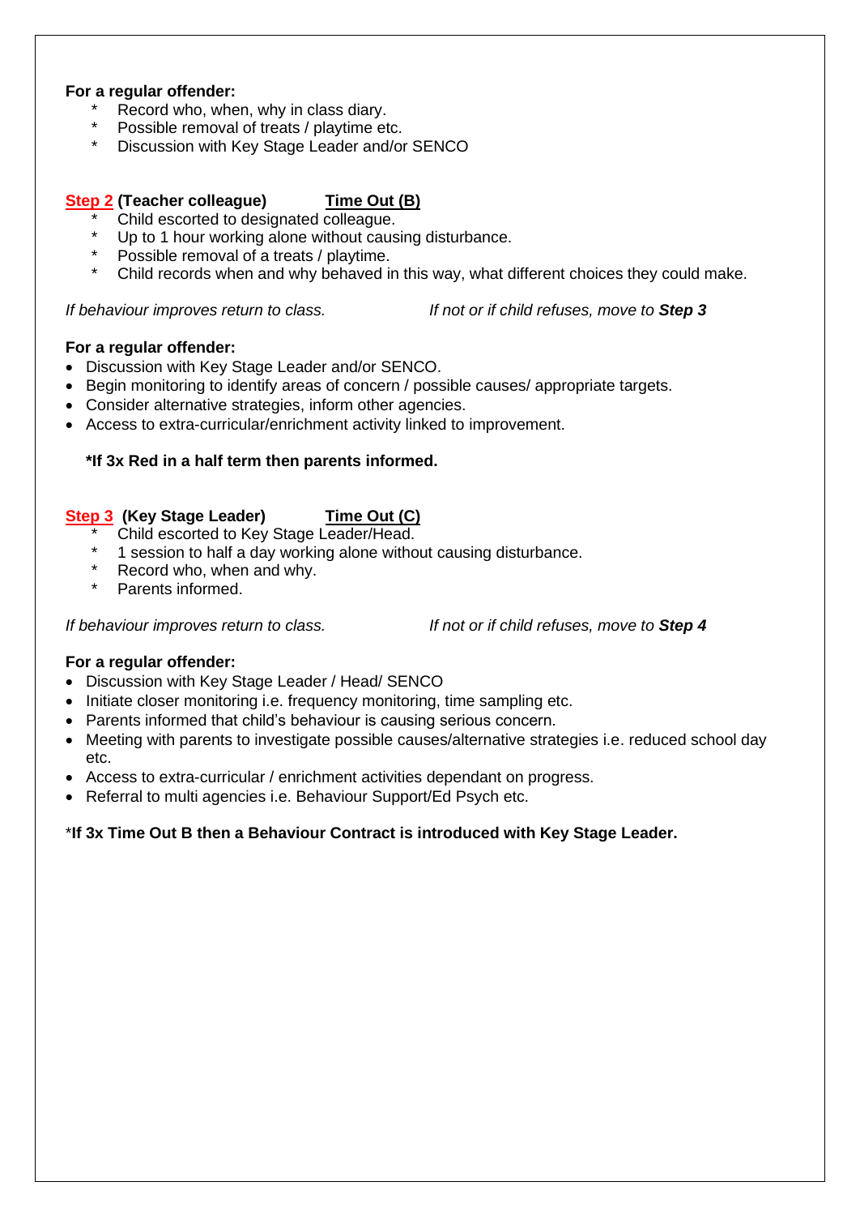**For a regular offender:**

* Record who, when, why in class diary.
* Possible removal of treats / playtime etc.
* Discussion with Key Stage Leader and/or SENCO

**Step 2 (Teacher colleague)** **Time Out (B)**

* Child escorted to designated colleague.
* Up to 1 hour working alone without causing disturbance.
* Possible removal of a treats / playtime.
* Child records when and why behaved in this way, what different choices they could make.

*If behaviour improves return to class.* *If not or if child refuses, move to* ***Step 3***

**For a regular offender:**

- Discussion with Key Stage Leader and/or SENCO.
- Begin monitoring to identify areas of concern / possible causes/ appropriate targets.
- Consider alternative strategies, inform other agencies.
- Access to extra-curricular/enrichment activity linked to improvement.

**\*If 3x Red in a half term then parents informed.**

**Step 3 (Key Stage Leader)** **Time Out (C)**

* Child escorted to Key Stage Leader/Head.
* 1 session to half a day working alone without causing disturbance.
* Record who, when and why.
* Parents informed.

*If behaviour improves return to class.* *If not or if child refuses, move to* ***Step 4***

**For a regular offender:**

- Discussion with Key Stage Leader / Head/ SENCO
- Initiate closer monitoring i.e. frequency monitoring, time sampling etc.
- Parents informed that child's behaviour is causing serious concern.
- Meeting with parents to investigate possible causes/alternative strategies i.e. reduced school day etc.
- Access to extra-curricular / enrichment activities dependant on progress.
- Referral to multi agencies i.e. Behaviour Support/Ed Psych etc.

\***If 3x Time Out B then a Behaviour Contract is introduced with Key Stage Leader.**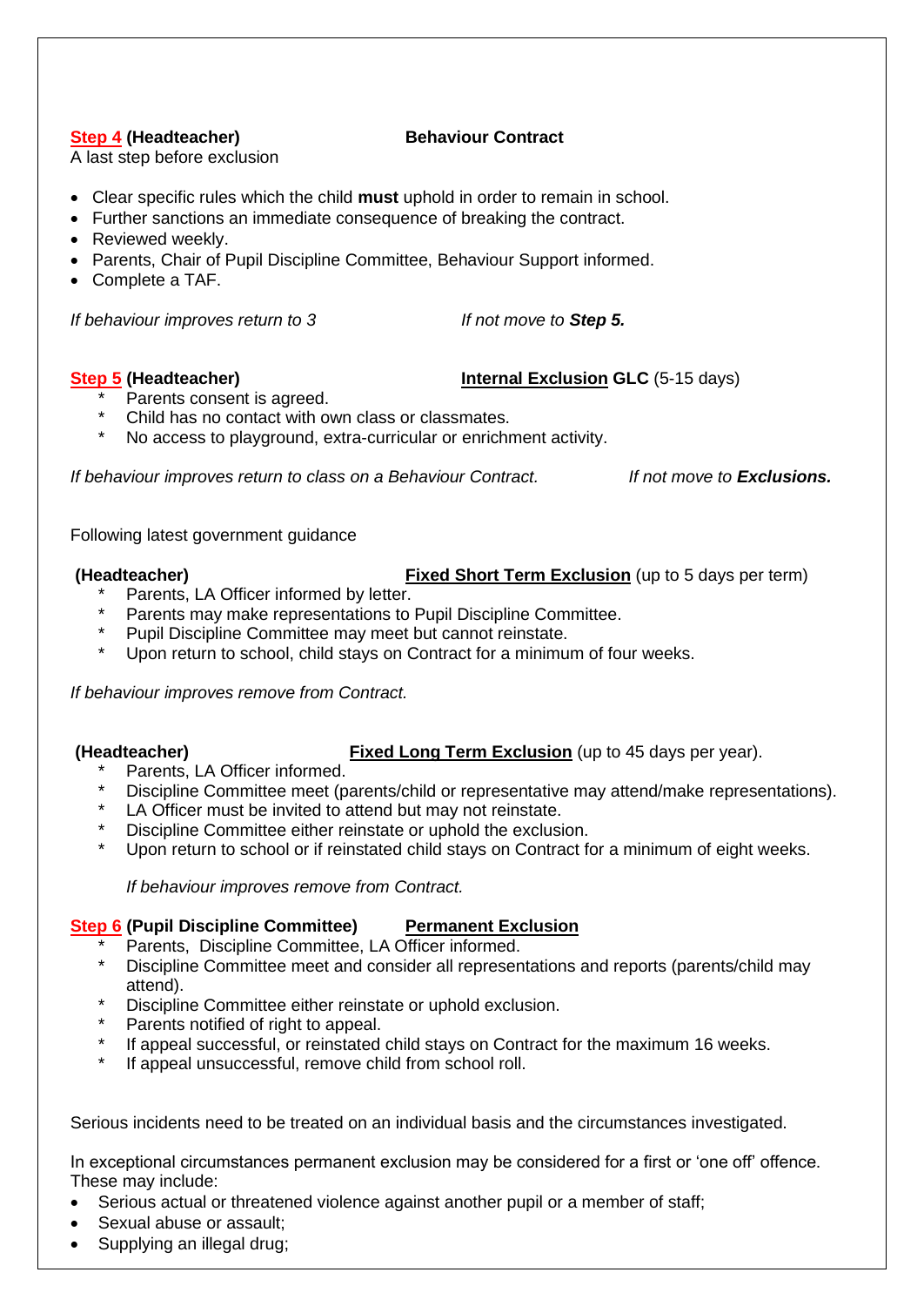**Step 4 (Headteacher)** **Behaviour Contract**

A last step before exclusion

- Clear specific rules which the child **must** uphold in order to remain in school.
- Further sanctions an immediate consequence of breaking the contract.
- Reviewed weekly.
- Parents, Chair of Pupil Discipline Committee, Behaviour Support informed.
- Complete a TAF.

*If behaviour improves return to 3* *If not move to **Step 5.***

**Step 5 (Headteacher)** **Internal Exclusion GLC** (5-15 days)

- Parents consent is agreed.
- Child has no contact with own class or classmates.
- No access to playground, extra-curricular or enrichment activity.

*If behaviour improves return to class on a Behaviour Contract.* *If not move to **Exclusions.***

Following latest government guidance

**(Headteacher)** **Fixed Short Term Exclusion** (up to 5 days per term)

- Parents, LA Officer informed by letter.
- Parents may make representations to Pupil Discipline Committee.
- Pupil Discipline Committee may meet but cannot reinstate.
- Upon return to school, child stays on Contract for a minimum of four weeks.

*If behaviour improves remove from Contract.*

**(Headteacher)** **Fixed Long Term Exclusion** (up to 45 days per year).

- Parents, LA Officer informed.
- Discipline Committee meet (parents/child or representative may attend/make representations).
- LA Officer must be invited to attend but may not reinstate.
- Discipline Committee either reinstate or uphold the exclusion.
- Upon return to school or if reinstated child stays on Contract for a minimum of eight weeks.

*If behaviour improves remove from Contract.*

**Step 6 (Pupil Discipline Committee)** **Permanent Exclusion**

- Parents, Discipline Committee, LA Officer informed.
- Discipline Committee meet and consider all representations and reports (parents/child may attend).
- Discipline Committee either reinstate or uphold exclusion.
- Parents notified of right to appeal.
- If appeal successful, or reinstated child stays on Contract for the maximum 16 weeks.
- If appeal unsuccessful, remove child from school roll.

Serious incidents need to be treated on an individual basis and the circumstances investigated.

In exceptional circumstances permanent exclusion may be considered for a first or 'one off' offence. These may include:

- Serious actual or threatened violence against another pupil or a member of staff;
- Sexual abuse or assault;
- Supplying an illegal drug;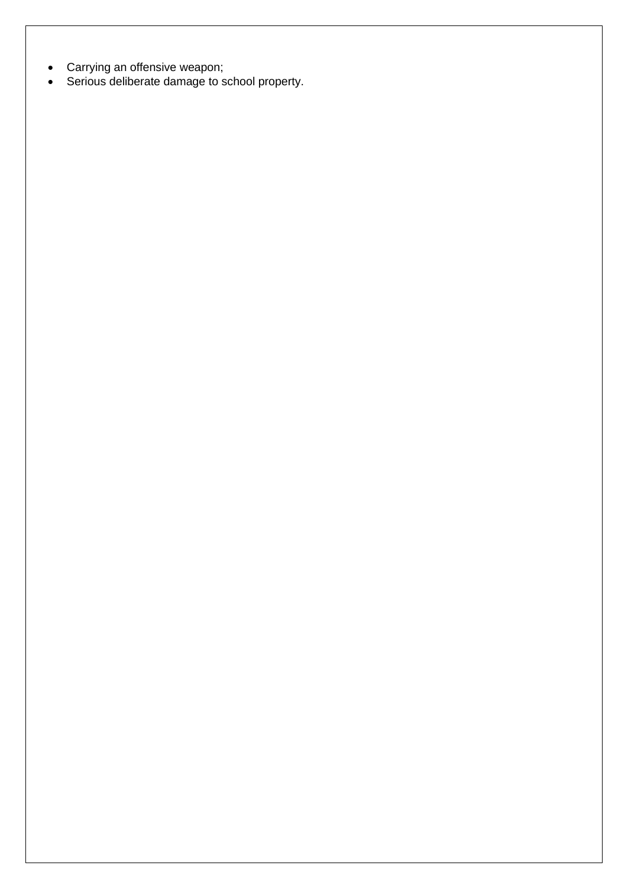- Carrying an offensive weapon;
- Serious deliberate damage to school property.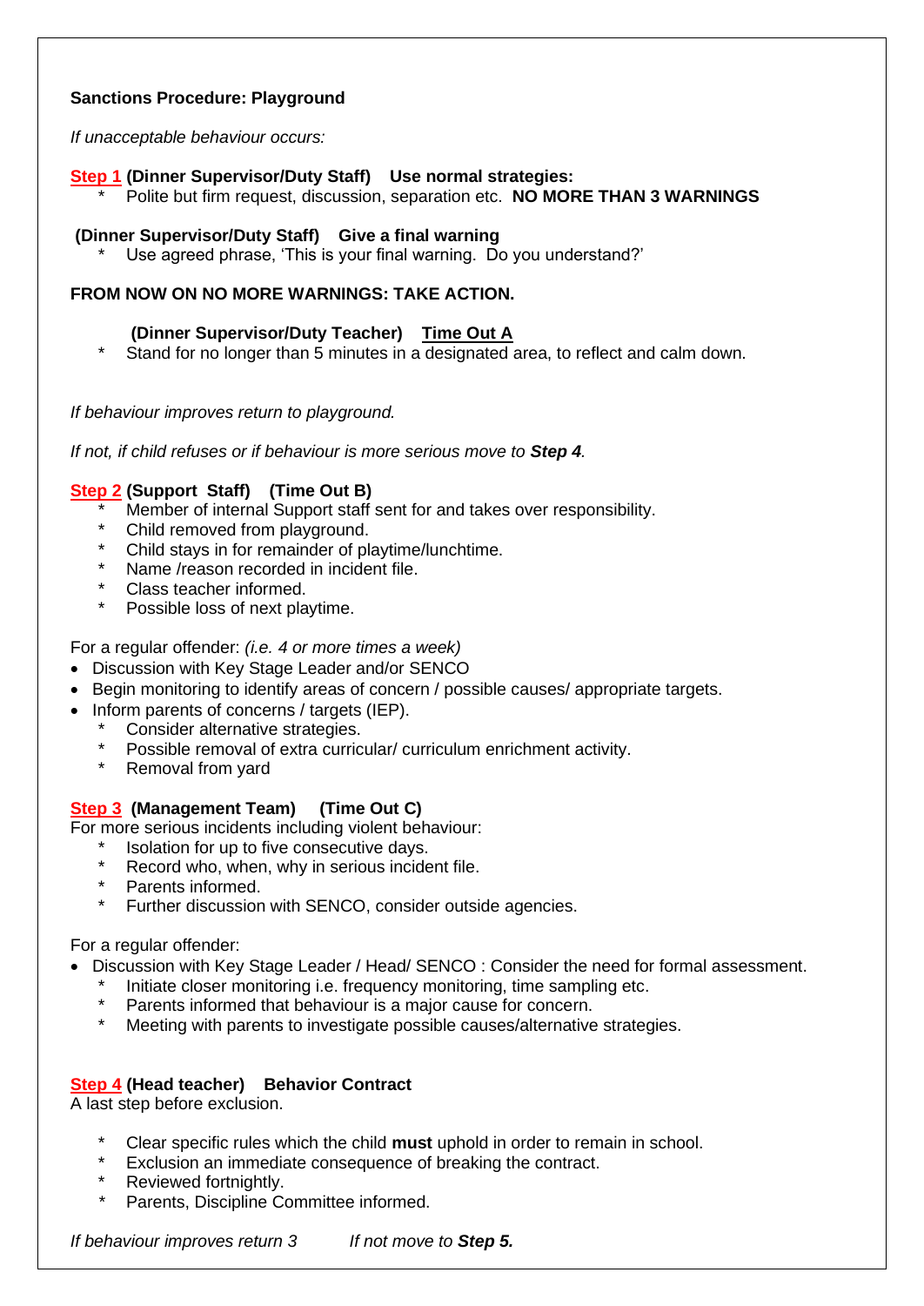**Sanctions Procedure: Playground**

*If unacceptable behaviour occurs:*

**Step 1 (Dinner Supervisor/Duty Staff) Use normal strategies:**

* Polite but firm request, discussion, separation etc. **NO MORE THAN 3 WARNINGS**

**(Dinner Supervisor/Duty Staff) Give a final warning**

* Use agreed phrase, 'This is your final warning. Do you understand?'

**FROM NOW ON NO MORE WARNINGS: TAKE ACTION.**

**(Dinner Supervisor/Duty Teacher) Time Out A**

* Stand for no longer than 5 minutes in a designated area, to reflect and calm down.

*If behaviour improves return to playground.*

*If not, if child refuses or if behaviour is more serious move to **Step 4**.*

**Step 2 (Support Staff) (Time Out B)**

* Member of internal Support staff sent for and takes over responsibility.
* Child removed from playground.
* Child stays in for remainder of playtime/lunchtime.
* Name /reason recorded in incident file.
* Class teacher informed.
* Possible loss of next playtime.

For a regular offender: *(i.e. 4 or more times a week)*

- Discussion with Key Stage Leader and/or SENCO
- Begin monitoring to identify areas of concern / possible causes/ appropriate targets.
- Inform parents of concerns / targets (IEP).
  * Consider alternative strategies.
  * Possible removal of extra curricular/ curriculum enrichment activity.
  * Removal from yard

**Step 3 (Management Team) (Time Out C)**

For more serious incidents including violent behaviour:

* Isolation for up to five consecutive days.
* Record who, when, why in serious incident file.
* Parents informed.
* Further discussion with SENCO, consider outside agencies.

For a regular offender:

- Discussion with Key Stage Leader / Head/ SENCO : Consider the need for formal assessment.
  * Initiate closer monitoring i.e. frequency monitoring, time sampling etc.
  * Parents informed that behaviour is a major cause for concern.
  * Meeting with parents to investigate possible causes/alternative strategies.

**Step 4 (Head teacher) Behavior Contract**

A last step before exclusion.

* Clear specific rules which the child **must** uphold in order to remain in school.
* Exclusion an immediate consequence of breaking the contract.
* Reviewed fortnightly.
* Parents, Discipline Committee informed.

*If behaviour improves return 3* *If not move to **Step 5.***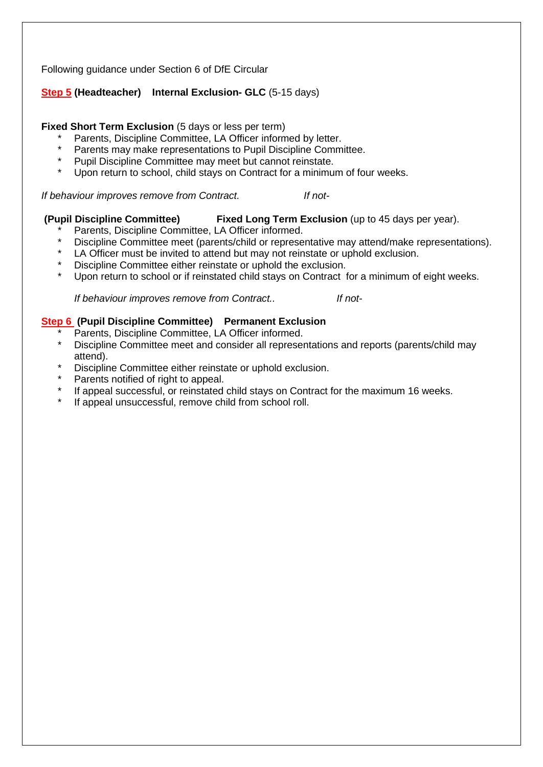Following guidance under Section 6 of DfE Circular

**Step 5 (Headteacher)  Internal Exclusion- GLC** (5-15 days)

**Fixed Short Term Exclusion** (5 days or less per term)

* Parents, Discipline Committee, LA Officer informed by letter.
* Parents may make representations to Pupil Discipline Committee.
* Pupil Discipline Committee may meet but cannot reinstate.
* Upon return to school, child stays on Contract for a minimum of four weeks.

*If behaviour improves remove from Contract.*  *If not-*

**(Pupil Discipline Committee)  Fixed Long Term Exclusion** (up to 45 days per year).

* Parents, Discipline Committee, LA Officer informed.
* Discipline Committee meet (parents/child or representative may attend/make representations).
* LA Officer must be invited to attend but may not reinstate or uphold exclusion.
* Discipline Committee either reinstate or uphold the exclusion.
* Upon return to school or if reinstated child stays on Contract for a minimum of eight weeks.

*If behaviour improves remove from Contract..*  *If not-*

**Step 6 (Pupil Discipline Committee)  Permanent Exclusion**

* Parents, Discipline Committee, LA Officer informed.
* Discipline Committee meet and consider all representations and reports (parents/child may attend).
* Discipline Committee either reinstate or uphold exclusion.
* Parents notified of right to appeal.
* If appeal successful, or reinstated child stays on Contract for the maximum 16 weeks.
* If appeal unsuccessful, remove child from school roll.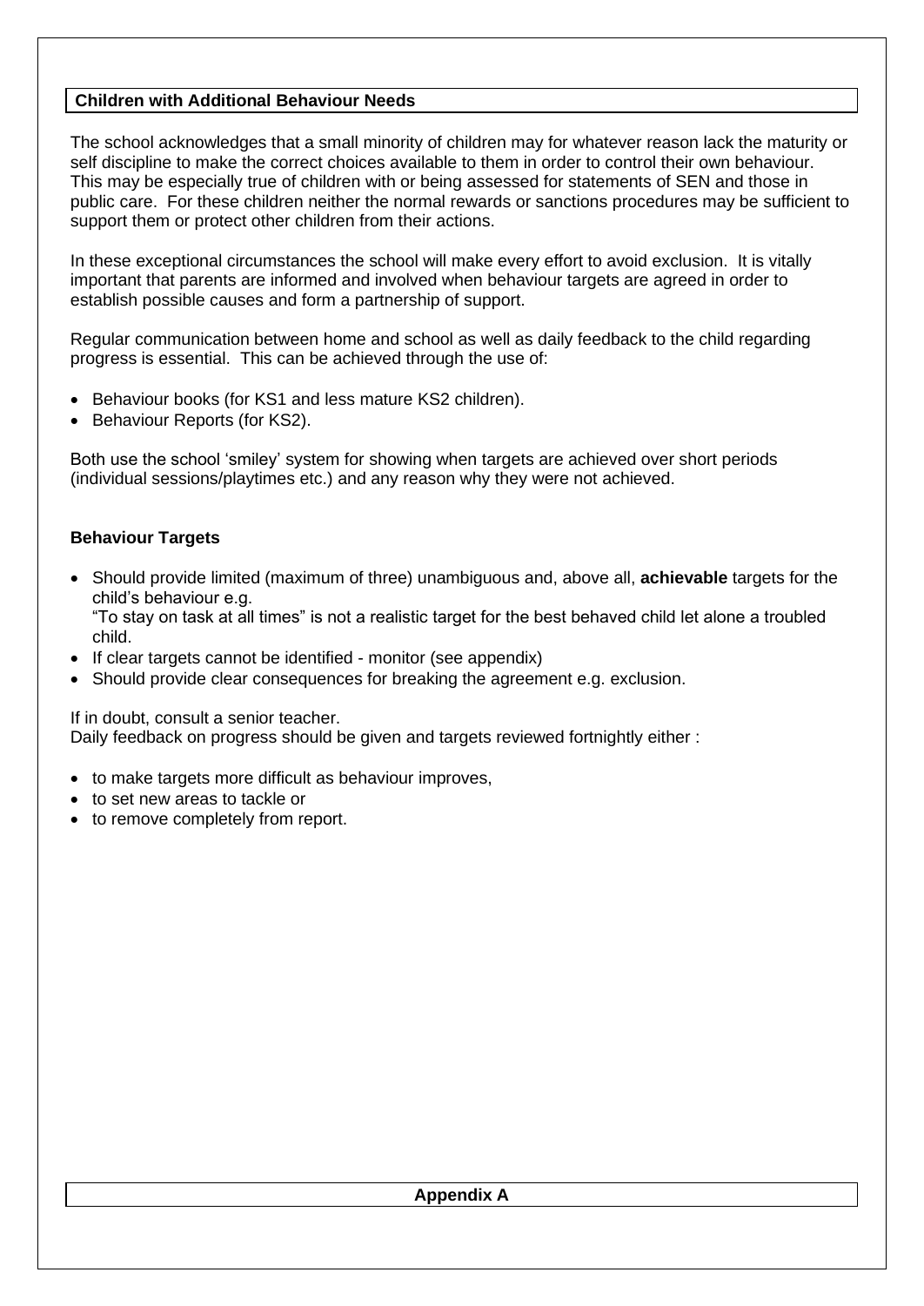## Children with Additional Behaviour Needs

The school acknowledges that a small minority of children may for whatever reason lack the maturity or self discipline to make the correct choices available to them in order to control their own behaviour. This may be especially true of children with or being assessed for statements of SEN and those in public care. For these children neither the normal rewards or sanctions procedures may be sufficient to support them or protect other children from their actions.

In these exceptional circumstances the school will make every effort to avoid exclusion. It is vitally important that parents are informed and involved when behaviour targets are agreed in order to establish possible causes and form a partnership of support.

Regular communication between home and school as well as daily feedback to the child regarding progress is essential. This can be achieved through the use of:

- Behaviour books (for KS1 and less mature KS2 children).
- Behaviour Reports (for KS2).

Both use the school 'smiley' system for showing when targets are achieved over short periods (individual sessions/playtimes etc.) and any reason why they were not achieved.

### Behaviour Targets

- Should provide limited (maximum of three) unambiguous and, above all, **achievable** targets for the child's behaviour e.g.
  "To stay on task at all times" is not a realistic target for the best behaved child let alone a troubled child.
- If clear targets cannot be identified - monitor (see appendix)
- Should provide clear consequences for breaking the agreement e.g. exclusion.

If in doubt, consult a senior teacher.
Daily feedback on progress should be given and targets reviewed fortnightly either :

- to make targets more difficult as behaviour improves,
- to set new areas to tackle or
- to remove completely from report.

## Appendix A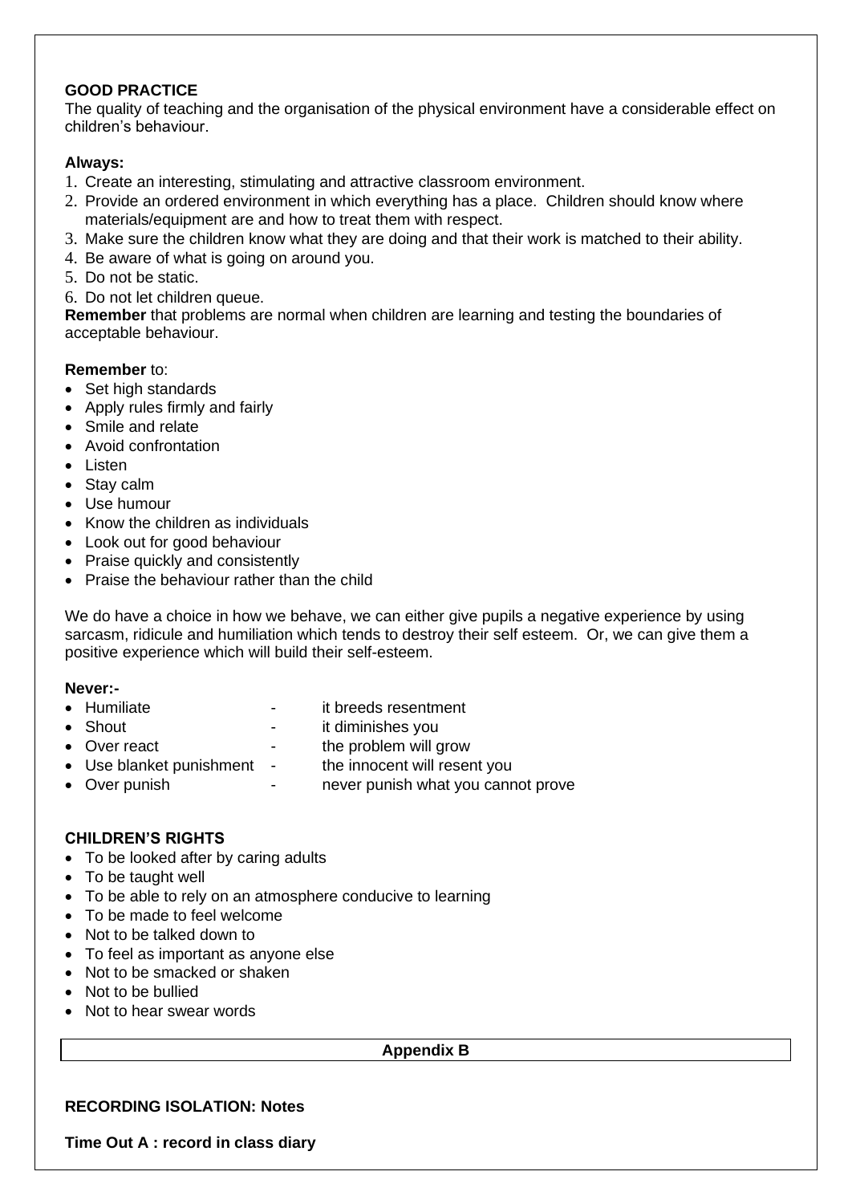**GOOD PRACTICE**

The quality of teaching and the organisation of the physical environment have a considerable effect on children's behaviour.

**Always:**

1. Create an interesting, stimulating and attractive classroom environment.
2. Provide an ordered environment in which everything has a place. Children should know where materials/equipment are and how to treat them with respect.
3. Make sure the children know what they are doing and that their work is matched to their ability.
4. Be aware of what is going on around you.
5. Do not be static.
6. Do not let children queue.

**Remember** that problems are normal when children are learning and testing the boundaries of acceptable behaviour.

**Remember** to:

- Set high standards
- Apply rules firmly and fairly
- Smile and relate
- Avoid confrontation
- Listen
- Stay calm
- Use humour
- Know the children as individuals
- Look out for good behaviour
- Praise quickly and consistently
- Praise the behaviour rather than the child

We do have a choice in how we behave, we can either give pupils a negative experience by using sarcasm, ridicule and humiliation which tends to destroy their self esteem. Or, we can give them a positive experience which will build their self-esteem.

**Never:-**

- Humiliate - it breeds resentment
- Shout - it diminishes you
- Over react - the problem will grow
- Use blanket punishment - the innocent will resent you
- Over punish - never punish what you cannot prove

**CHILDREN'S RIGHTS**

- To be looked after by caring adults
- To be taught well
- To be able to rely on an atmosphere conducive to learning
- To be made to feel welcome
- Not to be talked down to
- To feel as important as anyone else
- Not to be smacked or shaken
- Not to be bullied
- Not to hear swear words

**Appendix B**

**RECORDING ISOLATION: Notes**

**Time Out A : record in class diary**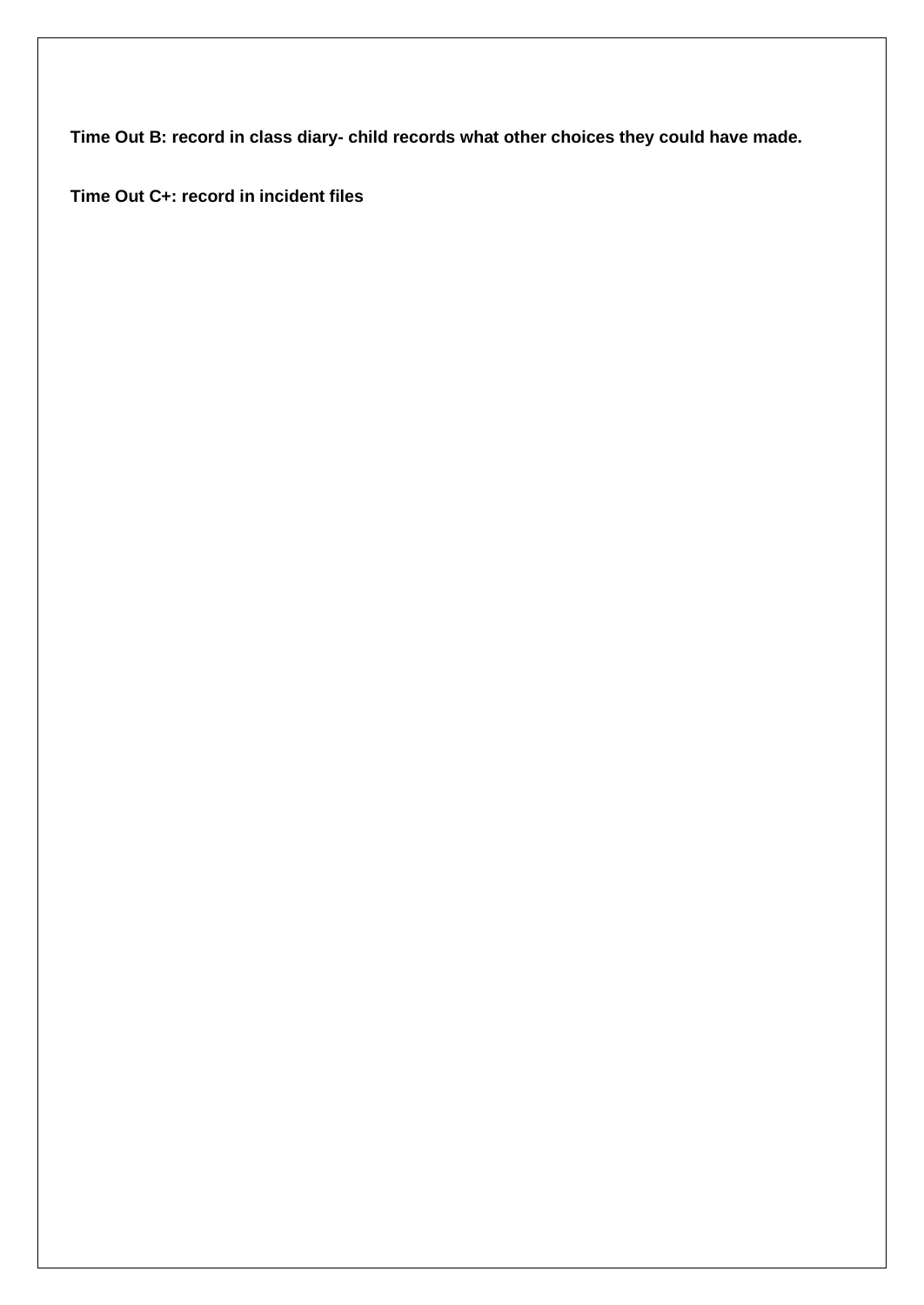**Time Out B: record in class diary- child records what other choices they could have made.**

**Time Out C+: record in incident files**